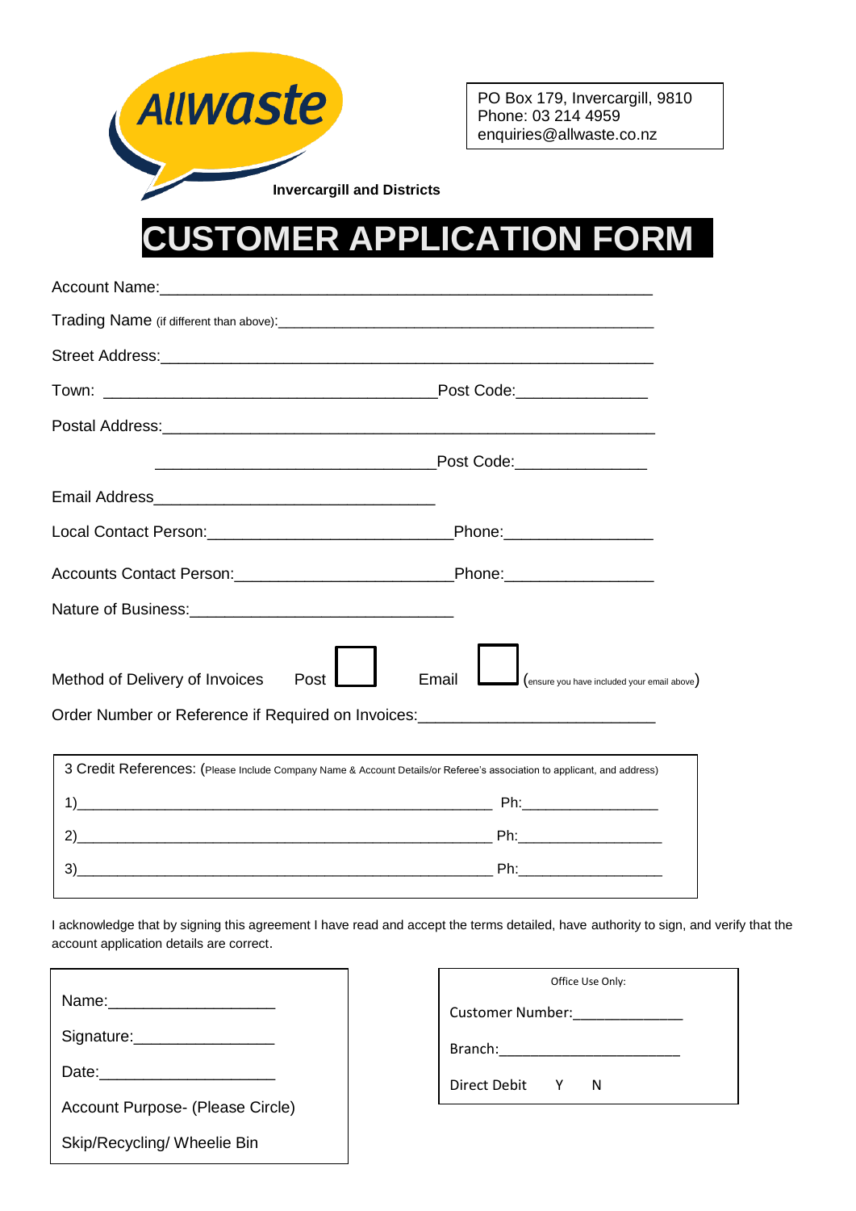Allwaste

Invercargill and Districts

PO Box 179, Invercargill, 9810
Phone: 03 214 4959
enquiries@allwaste.co.nz

# CUSTOMER APPLICATION FORM

Account Name:_______________________________________________________

Trading Name (if different than above):_______________________________________________

Street Address:______________________________________________________

Town: _____________________________________Post Code:_______________

Postal Address:______________________________________________________

_______________________________Post Code:_______________

Email Address_________________________________

Local Contact Person:____________________________Phone:_________________

Accounts Contact Person:_________________________Phone:_________________

Nature of Business:______________________________

Method of Delivery of Invoices Post ☐ Email ☐ (ensure you have included your email above)

Order Number or Reference if Required on Invoices:___________________________

3 Credit References: (Please Include Company Name & Account Details/or Referee's association to applicant, and address)

1)___________________________________________________ Ph:_________________

2)___________________________________________________ Ph:_________________

3)___________________________________________________ Ph:_________________

I acknowledge that by signing this agreement I have read and accept the terms detailed, have authority to sign, and verify that the account application details are correct.

Name:___________________

Signature:________________

Date:____________________

Account Purpose- (Please Circle)

Skip/Recycling/ Wheelie Bin

Office Use Only:

Customer Number:_____________

Branch:______________________

Direct Debit Y N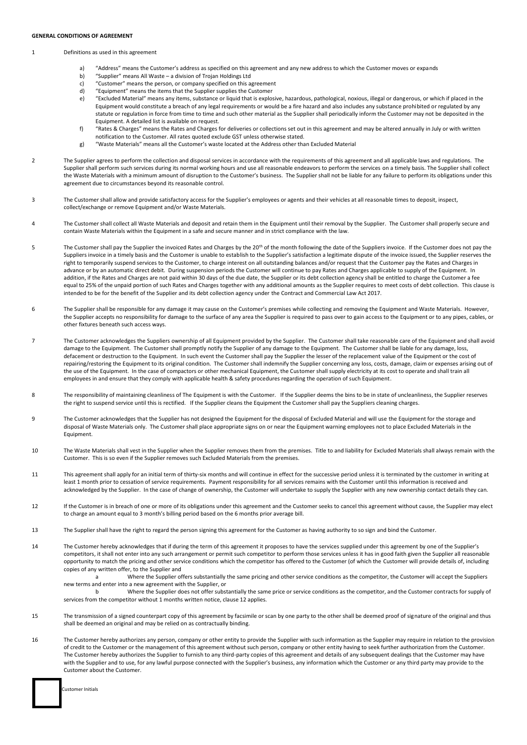**GENERAL CONDITIONS OF AGREEMENT**

1 Definitions as used in this agreement

a) "Address" means the Customer's address as specified on this agreement and any new address to which the Customer moves or expands
b) "Supplier" means All Waste – a division of Trojan Holdings Ltd
c) "Customer" means the person, or company specified on this agreement
d) "Equipment" means the items that the Supplier supplies the Customer
e) "Excluded Material" means any items, substance or liquid that is explosive, hazardous, pathological, noxious, illegal or dangerous, or which if placed in the Equipment would constitute a breach of any legal requirements or would be a fire hazard and also includes any substance prohibited or regulated by any statute or regulation in force from time to time and such other material as the Supplier shall periodically inform the Customer may not be deposited in the Equipment. A detailed list is available on request.
f) "Rates & Charges" means the Rates and Charges for deliveries or collections set out in this agreement and may be altered annually in July or with written notification to the Customer. All rates quoted exclude GST unless otherwise stated.
g) "Waste Materials" means all the Customer's waste located at the Address other than Excluded Material

2 The Supplier agrees to perform the collection and disposal services in accordance with the requirements of this agreement and all applicable laws and regulations. The Supplier shall perform such services during its normal working hours and use all reasonable endeavors to perform the services on a timely basis. The Supplier shall collect the Waste Materials with a minimum amount of disruption to the Customer's business. The Supplier shall not be liable for any failure to perform its obligations under this agreement due to circumstances beyond its reasonable control.

3 The Customer shall allow and provide satisfactory access for the Supplier's employees or agents and their vehicles at all reasonable times to deposit, inspect, collect/exchange or remove Equipment and/or Waste Materials.

4 The Customer shall collect all Waste Materials and deposit and retain them in the Equipment until their removal by the Supplier. The Customer shall properly secure and contain Waste Materials within the Equipment in a safe and secure manner and in strict compliance with the law.

5 The Customer shall pay the Supplier the invoiced Rates and Charges by the 20th of the month following the date of the Suppliers invoice. If the Customer does not pay the Suppliers invoice in a timely basis and the Customer is unable to establish to the Supplier's satisfaction a legitimate dispute of the invoice issued, the Supplier reserves the right to temporarily suspend services to the Customer, to charge interest on all outstanding balances and/or request that the Customer pay the Rates and Charges in advance or by an automatic direct debit. During suspension periods the Customer will continue to pay Rates and Charges applicable to supply of the Equipment. In addition, if the Rates and Charges are not paid within 30 days of the due date, the Supplier or its debt collection agency shall be entitled to charge the Customer a fee equal to 25% of the unpaid portion of such Rates and Charges together with any additional amounts as the Supplier requires to meet costs of debt collection. This clause is intended to be for the benefit of the Supplier and its debt collection agency under the Contract and Commercial Law Act 2017.

6 The Supplier shall be responsible for any damage it may cause on the Customer's premises while collecting and removing the Equipment and Waste Materials. However, the Supplier accepts no responsibility for damage to the surface of any area the Supplier is required to pass over to gain access to the Equipment or to any pipes, cables, or other fixtures beneath such access ways.

7 The Customer acknowledges the Suppliers ownership of all Equipment provided by the Supplier. The Customer shall take reasonable care of the Equipment and shall avoid damage to the Equipment. The Customer shall promptly notify the Supplier of any damage to the Equipment. The Customer shall be liable for any damage, loss, defacement or destruction to the Equipment. In such event the Customer shall pay the Supplier the lesser of the replacement value of the Equipment or the cost of repairing/restoring the Equipment to its original condition. The Customer shall indemnify the Supplier concerning any loss, costs, damage, claim or expenses arising out of the use of the Equipment. In the case of compactors or other mechanical Equipment, the Customer shall supply electricity at its cost to operate and shall train all employees in and ensure that they comply with applicable health & safety procedures regarding the operation of such Equipment.

8 The responsibility of maintaining cleanliness of The Equipment is with the Customer. If the Supplier deems the bins to be in state of uncleanliness, the Supplier reserves the right to suspend service until this is rectified. If the Supplier cleans the Equipment the Customer shall pay the Suppliers cleaning charges.

9 The Customer acknowledges that the Supplier has not designed the Equipment for the disposal of Excluded Material and will use the Equipment for the storage and disposal of Waste Materials only. The Customer shall place appropriate signs on or near the Equipment warning employees not to place Excluded Materials in the Equipment.

10 The Waste Materials shall vest in the Supplier when the Supplier removes them from the premises. Title to and liability for Excluded Materials shall always remain with the Customer. This is so even if the Supplier removes such Excluded Materials from the premises.

11 This agreement shall apply for an initial term of thirty-six months and will continue in effect for the successive period unless it is terminated by the customer in writing at least 1 month prior to cessation of service requirements. Payment responsibility for all services remains with the Customer until this information is received and acknowledged by the Supplier. In the case of change of ownership, the Customer will undertake to supply the Supplier with any new ownership contact details they can.

12 If the Customer is in breach of one or more of its obligations under this agreement and the Customer seeks to cancel this agreement without cause, the Supplier may elect to charge an amount equal to 3 month's billing period based on the 6 months prior average bill.

13 The Supplier shall have the right to regard the person signing this agreement for the Customer as having authority to so sign and bind the Customer.

14 The Customer hereby acknowledges that if during the term of this agreement it proposes to have the services supplied under this agreement by one of the Supplier's competitors, it shall not enter into any such arrangement or permit such competitor to perform those services unless it has in good faith given the Supplier all reasonable opportunity to match the pricing and other service conditions which the competitor has offered to the Customer (of which the Customer will provide details of, including copies of any written offer, to the Supplier and

a Where the Supplier offers substantially the same pricing and other service conditions as the competitor, the Customer will accept the Suppliers new terms and enter into a new agreement with the Supplier, or

b Where the Supplier does not offer substantially the same price or service conditions as the competitor, and the Customer contracts for supply of services from the competitor without 1 months written notice, clause 12 applies.

15 The transmission of a signed counterpart copy of this agreement by facsimile or scan by one party to the other shall be deemed proof of signature of the original and thus shall be deemed an original and may be relied on as contractually binding.

16 The Customer hereby authorizes any person, company or other entity to provide the Supplier with such information as the Supplier may require in relation to the provision of credit to the Customer or the management of this agreement without such person, company or other entity having to seek further authorization from the Customer. The Customer hereby authorizes the Supplier to furnish to any third-party copies of this agreement and details of any subsequent dealings that the Customer may have with the Supplier and to use, for any lawful purpose connected with the Supplier's business, any information which the Customer or any third party may provide to the Customer about the Customer.

Customer Initials